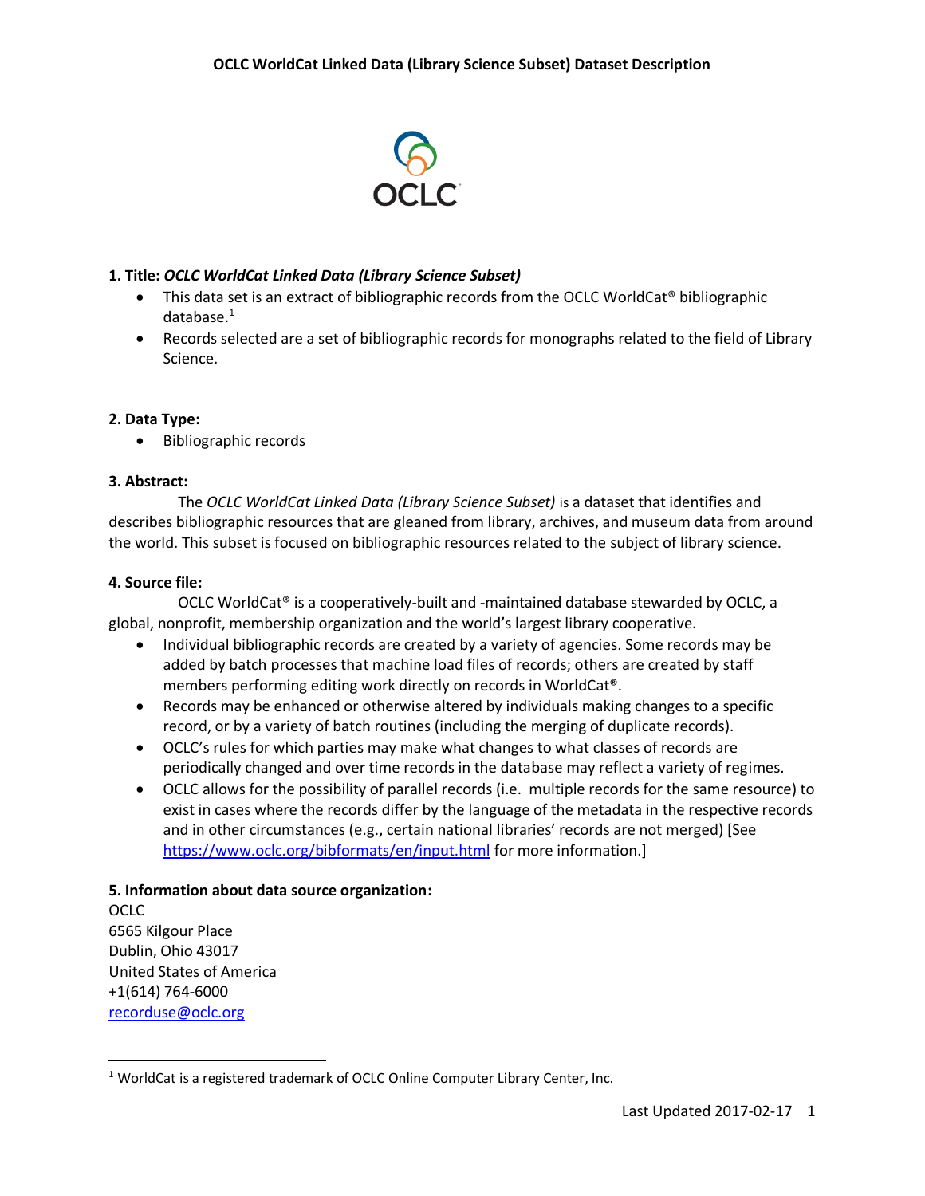# OCLC WorldCat Linked Data (Library Science Subset) Dataset Description

OCLC

**1. Title:** ***OCLC WorldCat Linked Data (Library Science Subset)***

- This data set is an extract of bibliographic records from the OCLC WorldCat® bibliographic database.[1]
- Records selected are a set of bibliographic records for monographs related to the field of Library Science.

**2. Data Type:**

- Bibliographic records

**3. Abstract:**

The *OCLC WorldCat Linked Data (Library Science Subset)* is a dataset that identifies and describes bibliographic resources that are gleaned from library, archives, and museum data from around the world. This subset is focused on bibliographic resources related to the subject of library science.

**4. Source file:**

OCLC WorldCat® is a cooperatively-built and -maintained database stewarded by OCLC, a global, nonprofit, membership organization and the world's largest library cooperative.

- Individual bibliographic records are created by a variety of agencies. Some records may be added by batch processes that machine load files of records; others are created by staff members performing editing work directly on records in WorldCat®.
- Records may be enhanced or otherwise altered by individuals making changes to a specific record, or by a variety of batch routines (including the merging of duplicate records).
- OCLC's rules for which parties may make what changes to what classes of records are periodically changed and over time records in the database may reflect a variety of regimes.
- OCLC allows for the possibility of parallel records (i.e. multiple records for the same resource) to exist in cases where the records differ by the language of the metadata in the respective records and in other circumstances (e.g., certain national libraries' records are not merged) [See https://www.oclc.org/bibformats/en/input.html for more information.]

**5. Information about data source organization:**

OCLC
6565 Kilgour Place
Dublin, Ohio 43017
United States of America
+1(614) 764-6000
recorduse@oclc.org

[1] WorldCat is a registered trademark of OCLC Online Computer Library Center, Inc.

Last Updated 2017-02-17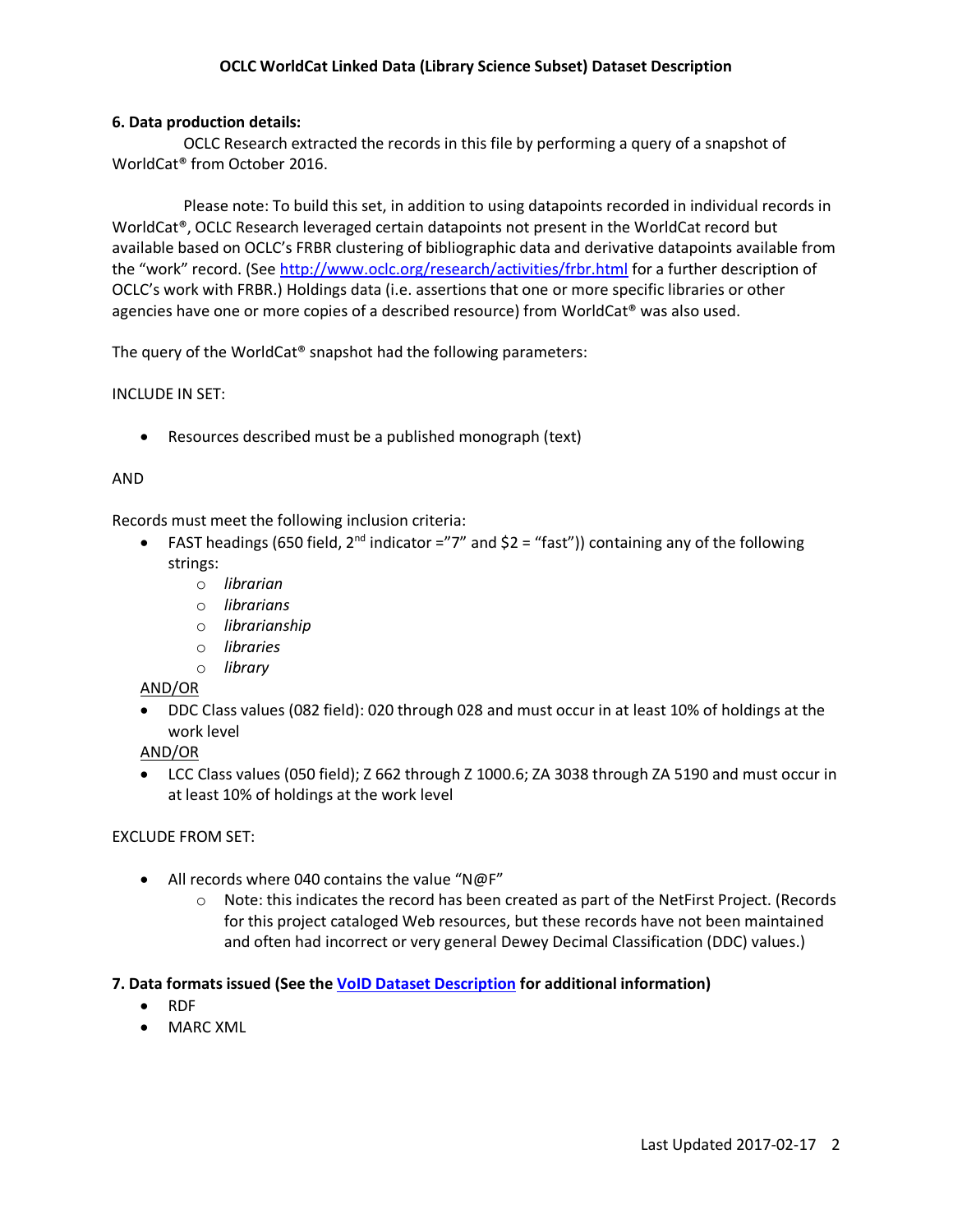**6. Data production details:**

OCLC Research extracted the records in this file by performing a query of a snapshot of WorldCat® from October 2016.

Please note: To build this set, in addition to using datapoints recorded in individual records in WorldCat®, OCLC Research leveraged certain datapoints not present in the WorldCat record but available based on OCLC's FRBR clustering of bibliographic data and derivative datapoints available from the "work" record. (See [http://www.oclc.org/research/activities/frbr.html](http://www.oclc.org/research/activities/frbr.html) for a further description of OCLC's work with FRBR.) Holdings data (i.e. assertions that one or more specific libraries or other agencies have one or more copies of a described resource) from WorldCat® was also used.

The query of the WorldCat® snapshot had the following parameters:

INCLUDE IN SET:

- Resources described must be a published monograph (text)

AND

Records must meet the following inclusion criteria:

- FAST headings (650 field, 2nd indicator ="7" and $2 = "fast")) containing any of the following strings:
    - *librarian*
    - *librarians*
    - *librarianship*
    - *libraries*
    - *library*

<u>AND/OR</u>

- DDC Class values (082 field): 020 through 028 and must occur in at least 10% of holdings at the work level

<u>AND/OR</u>

- LCC Class values (050 field); Z 662 through Z 1000.6; ZA 3038 through ZA 5190 and must occur in at least 10% of holdings at the work level

EXCLUDE FROM SET:

- All records where 040 contains the value "N@F"
    - Note: this indicates the record has been created as part of the NetFirst Project. (Records for this project cataloged Web resources, but these records have not been maintained and often had incorrect or very general Dewey Decimal Classification (DDC) values.)

**7. Data formats issued (See the VoID Dataset Description for additional information)**

- RDF
- MARC XML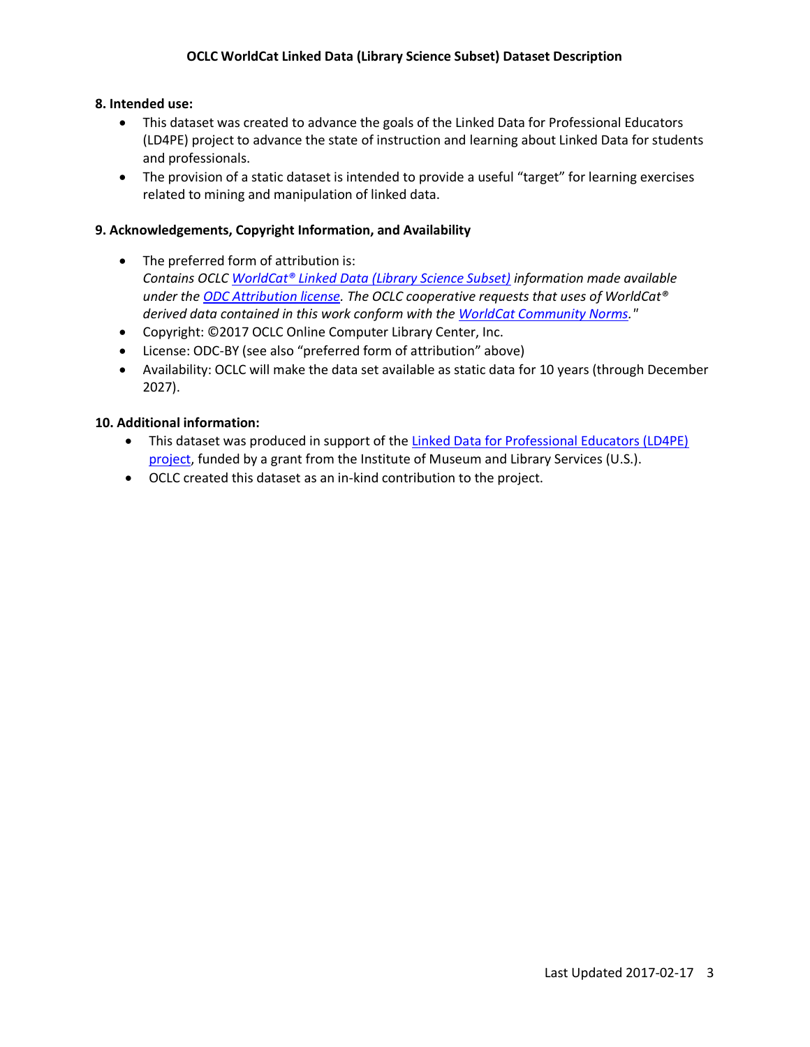**8. Intended use:**

- This dataset was created to advance the goals of the Linked Data for Professional Educators (LD4PE) project to advance the state of instruction and learning about Linked Data for students and professionals.
- The provision of a static dataset is intended to provide a useful "target" for learning exercises related to mining and manipulation of linked data.

**9. Acknowledgements, Copyright Information, and Availability**

- The preferred form of attribution is:
  *Contains OCLC WorldCat® Linked Data (Library Science Subset) information made available under the ODC Attribution license. The OCLC cooperative requests that uses of WorldCat® derived data contained in this work conform with the WorldCat Community Norms."*
- Copyright: ©2017 OCLC Online Computer Library Center, Inc.
- License: ODC-BY (see also "preferred form of attribution" above)
- Availability: OCLC will make the data set available as static data for 10 years (through December 2027).

**10. Additional information:**

- This dataset was produced in support of the Linked Data for Professional Educators (LD4PE) project, funded by a grant from the Institute of Museum and Library Services (U.S.).
- OCLC created this dataset as an in-kind contribution to the project.